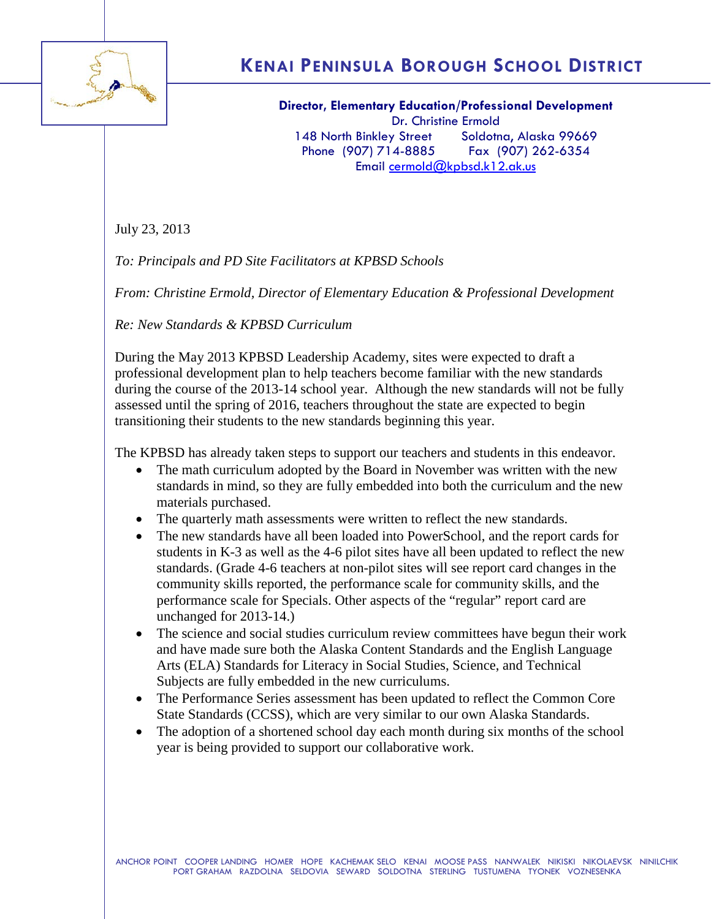# KENAI PENINSULA BOROUGH SCHOOL DISTRICT

**Director, Elementary Education/Professional Development**
Dr. Christine Ermold
148 North Binkley Street Soldotna, Alaska 99669
Phone (907) 714-8885 Fax (907) 262-6354
Email cermold@kpbsd.k12.ak.us

July 23, 2013

*To: Principals and PD Site Facilitators at KPBSD Schools*

*From: Christine Ermold, Director of Elementary Education & Professional Development*

*Re: New Standards & KPBSD Curriculum*

During the May 2013 KPBSD Leadership Academy, sites were expected to draft a professional development plan to help teachers become familiar with the new standards during the course of the 2013-14 school year. Although the new standards will not be fully assessed until the spring of 2016, teachers throughout the state are expected to begin transitioning their students to the new standards beginning this year.

The KPBSD has already taken steps to support our teachers and students in this endeavor.

- The math curriculum adopted by the Board in November was written with the new standards in mind, so they are fully embedded into both the curriculum and the new materials purchased.
- The quarterly math assessments were written to reflect the new standards.
- The new standards have all been loaded into PowerSchool, and the report cards for students in K-3 as well as the 4-6 pilot sites have all been updated to reflect the new standards. (Grade 4-6 teachers at non-pilot sites will see report card changes in the community skills reported, the performance scale for community skills, and the performance scale for Specials. Other aspects of the "regular" report card are unchanged for 2013-14.)
- The science and social studies curriculum review committees have begun their work and have made sure both the Alaska Content Standards and the English Language Arts (ELA) Standards for Literacy in Social Studies, Science, and Technical Subjects are fully embedded in the new curriculums.
- The Performance Series assessment has been updated to reflect the Common Core State Standards (CCSS), which are very similar to our own Alaska Standards.
- The adoption of a shortened school day each month during six months of the school year is being provided to support our collaborative work.

ANCHOR POINT COOPER LANDING HOMER HOPE KACHEMAK SELO KENAI MOOSE PASS NANWALEK NIKISKI NIKOLAEVSK NINILCHIK PORT GRAHAM RAZDOLNA SELDOVIA SEWARD SOLDOTNA STERLING TUSTUMENA TYONEK VOZNESENKA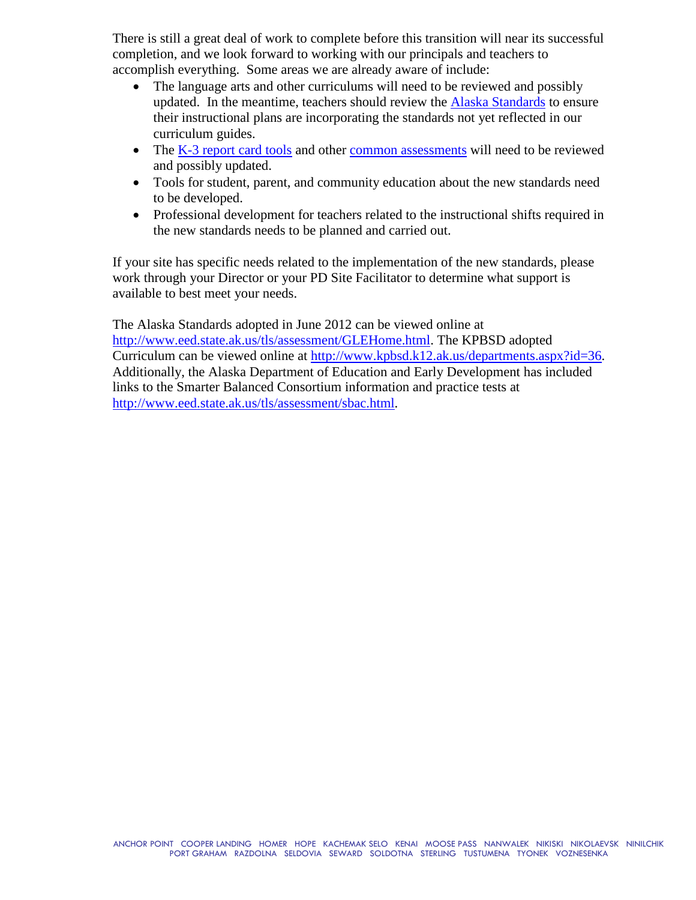There is still a great deal of work to complete before this transition will near its successful completion, and we look forward to working with our principals and teachers to accomplish everything. Some areas we are already aware of include:

- The language arts and other curriculums will need to be reviewed and possibly updated. In the meantime, teachers should review the Alaska Standards to ensure their instructional plans are incorporating the standards not yet reflected in our curriculum guides.
- The K-3 report card tools and other common assessments will need to be reviewed and possibly updated.
- Tools for student, parent, and community education about the new standards need to be developed.
- Professional development for teachers related to the instructional shifts required in the new standards needs to be planned and carried out.

If your site has specific needs related to the implementation of the new standards, please work through your Director or your PD Site Facilitator to determine what support is available to best meet your needs.

The Alaska Standards adopted in June 2012 can be viewed online at http://www.eed.state.ak.us/tls/assessment/GLEHome.html. The KPBSD adopted Curriculum can be viewed online at http://www.kpbsd.k12.ak.us/departments.aspx?id=36. Additionally, the Alaska Department of Education and Early Development has included links to the Smarter Balanced Consortium information and practice tests at http://www.eed.state.ak.us/tls/assessment/sbac.html.